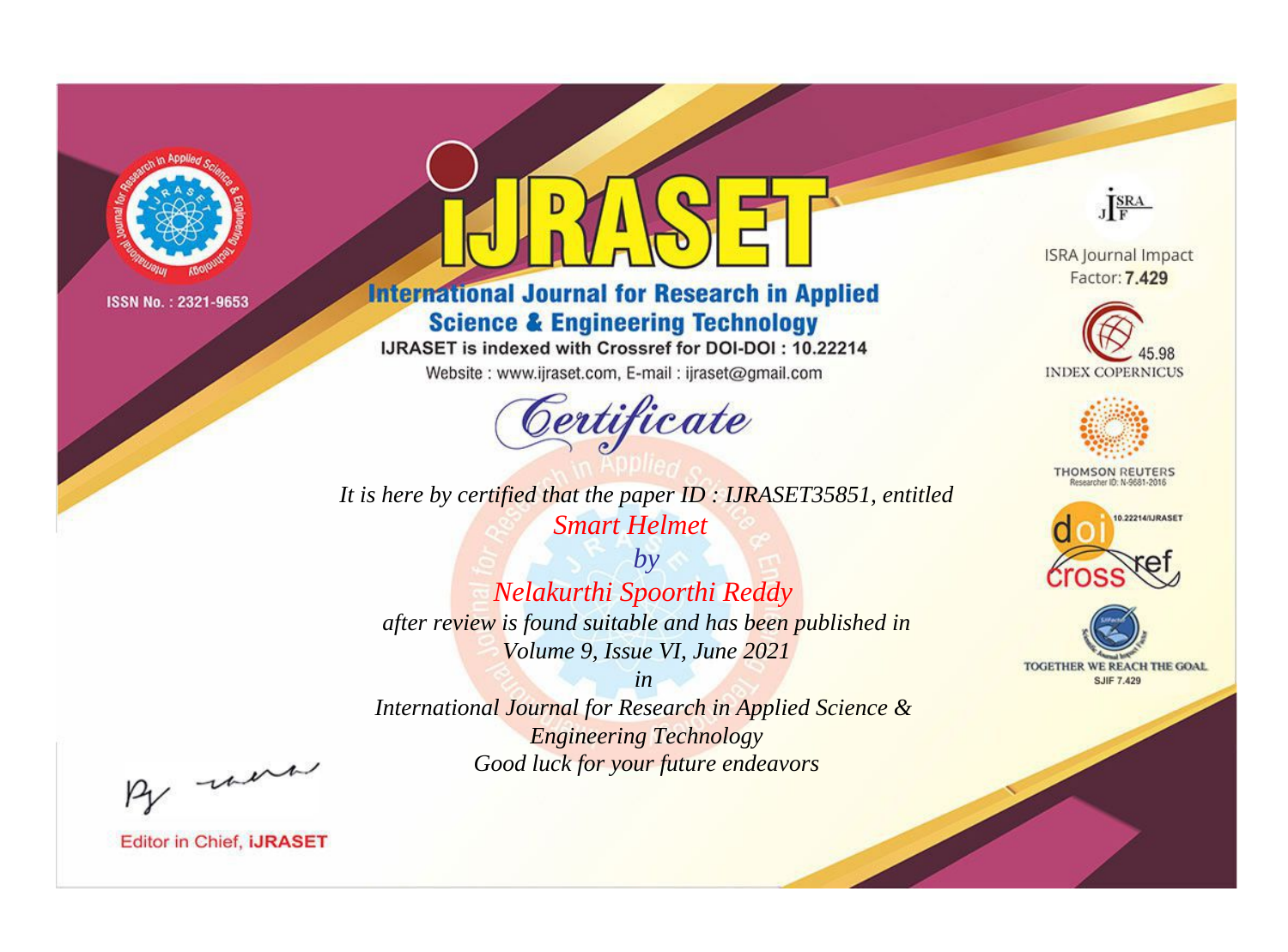ISSN No. : 2321-9653

# IJRASET

## International Journal for Research in Applied Science & Engineering Technology

IJRASET is indexed with Crossref for DOI-DOI : 10.22214

Website : www.ijraset.com, E-mail : ijraset@gmail.com

ISRA Journal Impact Factor: **7.429**

45.98 INDEX COPERNICUS

THOMSON REUTERS Researcher ID: N-9681-2016

10.22214/IJRASET

TOGETHER WE REACH THE GOAL SJIF 7.429

# *Certificate*

*It is here by certified that the paper ID : IJRASET35851, entitled*

*Smart Helmet*

*by*

*Nelakurthi Spoorthi Reddy*

*after review is found suitable and has been published in*

*Volume 9, Issue VI, June 2021*

*in*

*International Journal for Research in Applied Science & Engineering Technology*

*Good luck for your future endeavors*

Editor in Chief, **iJRASET**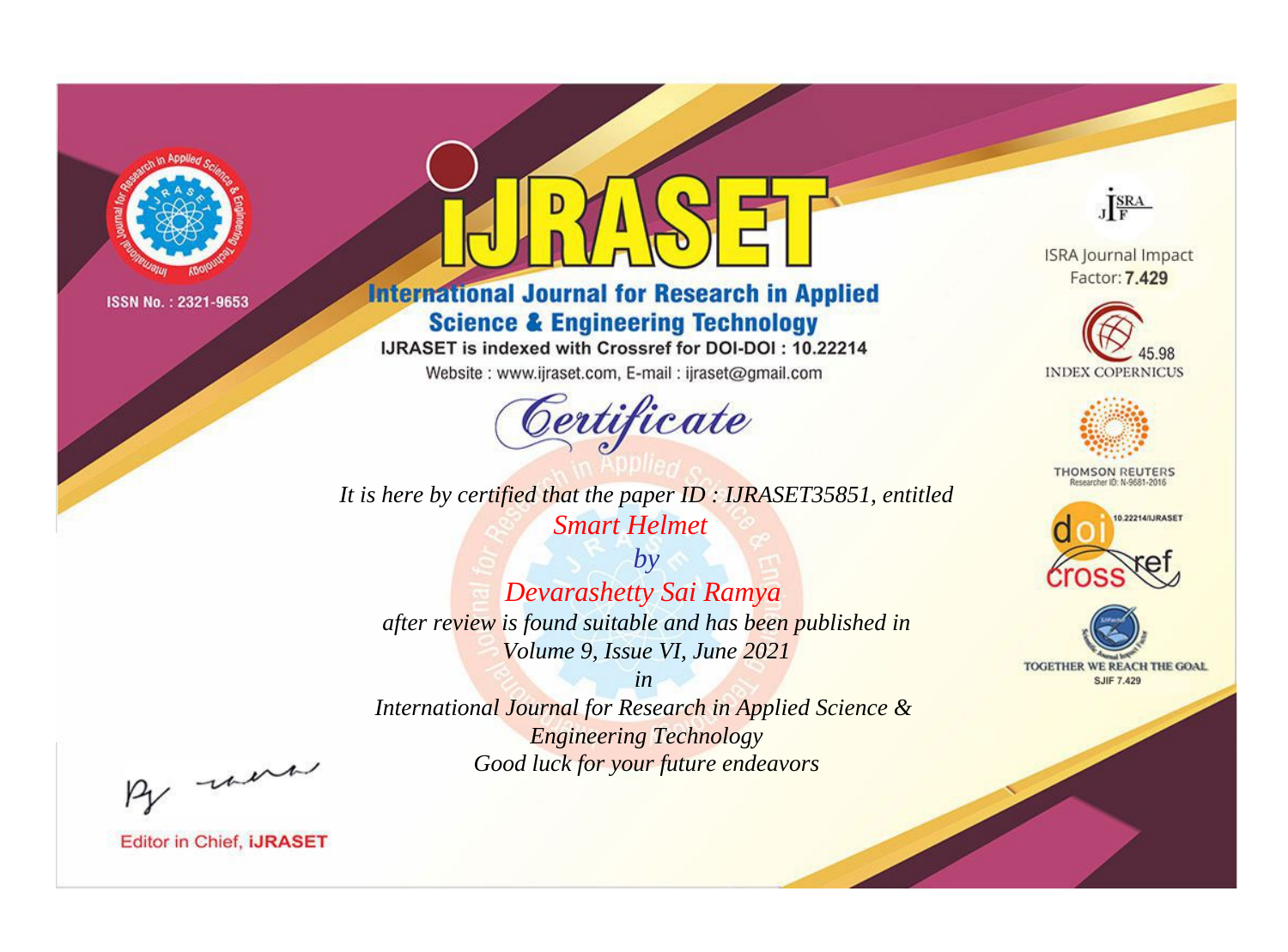ISSN No. : 2321-9653

# IJRASET

## International Journal for Research in Applied Science & Engineering Technology

IJRASET is indexed with Crossref for DOI-DOI : 10.22214

Website : www.ijraset.com, E-mail : ijraset@gmail.com

*Certificate*

*It is here by certified that the paper ID : IJRASET35851, entitled*

*Smart Helmet*

*by*

*Devarashetty Sai Ramya*

*after review is found suitable and has been published in*

*Volume 9, Issue VI, June 2021*

*in*

*International Journal for Research in Applied Science & Engineering Technology*

*Good luck for your future endeavors*

ISRA Journal Impact Factor: **7.429**

45.98 INDEX COPERNICUS

THOMSON REUTERS Researcher ID: N-9681-2016

10.22214/IJRASET

TOGETHER WE REACH THE GOAL SJIF 7.429

Editor in Chief, **iJRASET**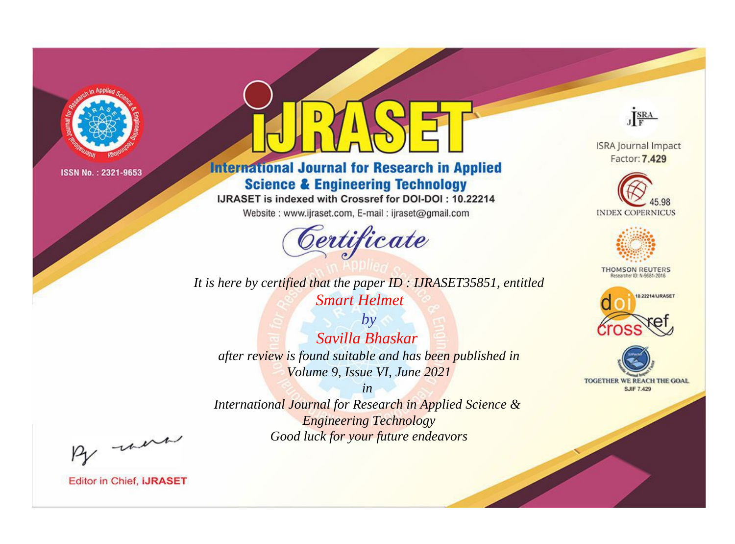ISSN No. : 2321-9653

# IJRASET

## International Journal for Research in Applied Science & Engineering Technology

IJRASET is indexed with Crossref for DOI-DOI : 10.22214

Website : www.ijraset.com, E-mail : ijraset@gmail.com

# *Certificate*

*It is here by certified that the paper ID : IJRASET35851, entitled*

*Smart Helmet*

*by*

*Savilla Bhaskar*

*after review is found suitable and has been published in*

*Volume 9, Issue VI, June 2021*

*in*

*International Journal for Research in Applied Science & Engineering Technology*

*Good luck for your future endeavors*

ISRA Journal Impact Factor: **7.429**

45.98 INDEX COPERNICUS

THOMSON REUTERS Researcher ID: N-9681-2016

10.22214/IJRASET

TOGETHER WE REACH THE GOAL SJIF 7.429

Editor in Chief, **iJRASET**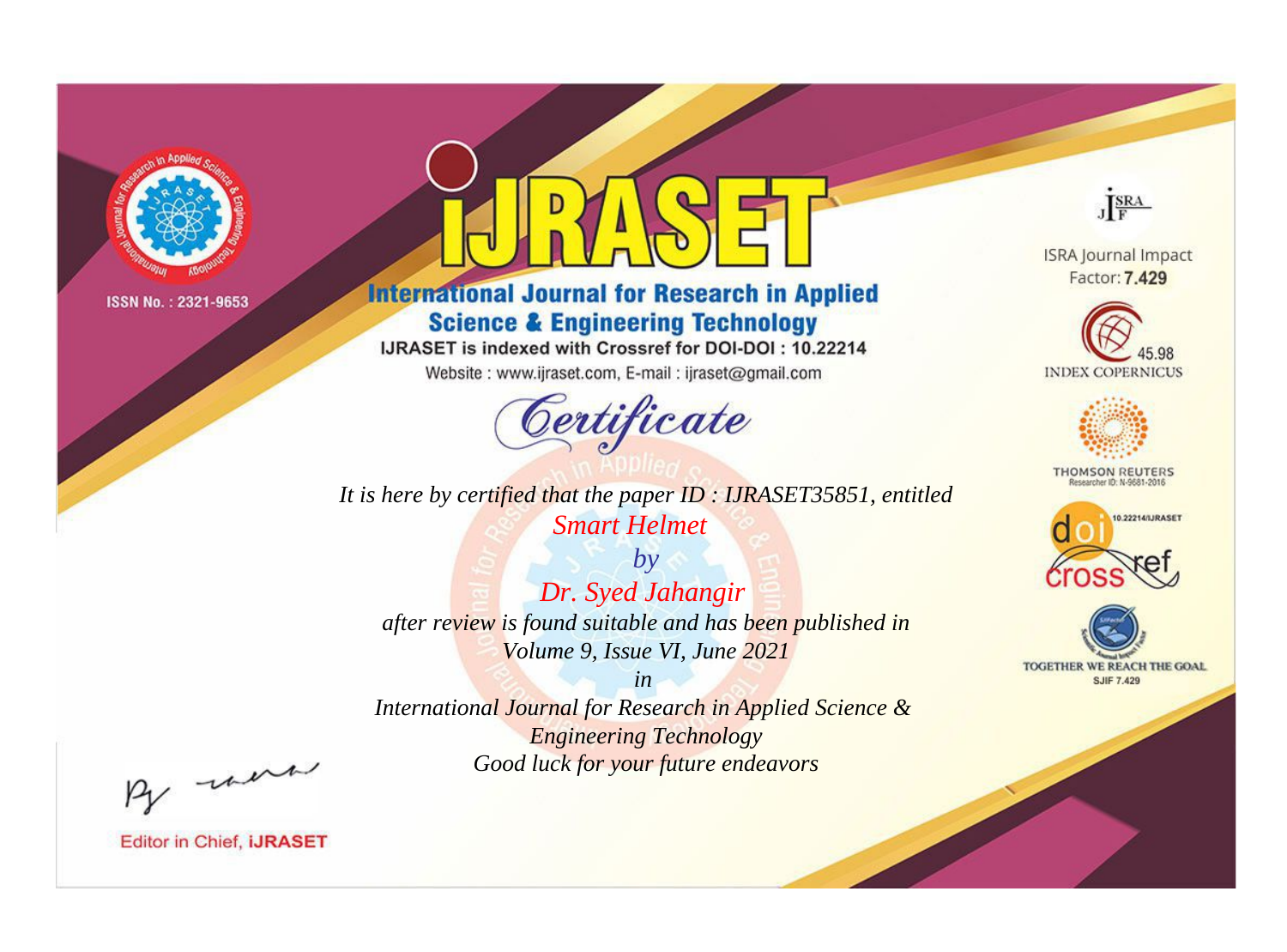ISSN No. : 2321-9653

# iJRASET

## International Journal for Research in Applied Science & Engineering Technology

IJRASET is indexed with Crossref for DOI-DOI : 10.22214

Website : www.ijraset.com, E-mail : ijraset@gmail.com

# Certificate

*It is here by certified that the paper ID : IJRASET35851, entitled*

*Smart Helmet*

*by*

*Dr. Syed Jahangir*

*after review is found suitable and has been published in*

*Volume 9, Issue VI, June 2021*

*in*

*International Journal for Research in Applied Science & Engineering Technology*

*Good luck for your future endeavors*

ISRA Journal Impact Factor: **7.429**

45.98 INDEX COPERNICUS

THOMSON REUTERS Researcher ID: N-9681-2016

10.22214/IJRASET

TOGETHER WE REACH THE GOAL SJIF 7.429

Editor in Chief, **iJRASET**